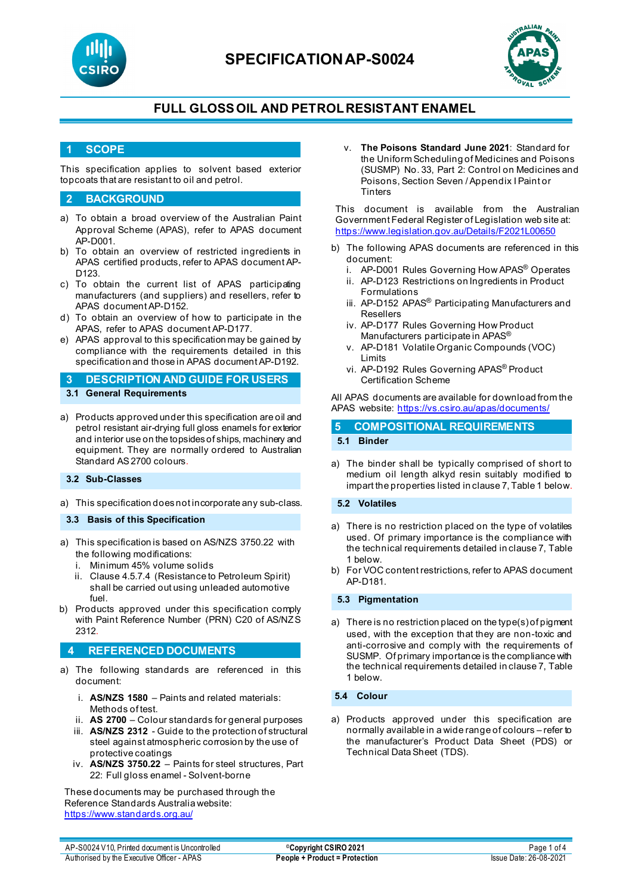# SPECIFICATION AP-S0024

## FULL GLOSS OIL AND PETROL RESISTANT ENAMEL

## 1 SCOPE

This specification applies to solvent based exterior topcoats that are resistant to oil and petrol.

## 2 BACKGROUND

a) To obtain a broad overview of the Australian Paint Approval Scheme (APAS), refer to APAS document AP-D001.
b) To obtain an overview of restricted ingredients in APAS certified products, refer to APAS document AP-D123.
c) To obtain the current list of APAS participating manufacturers (and suppliers) and resellers, refer to APAS document AP-D152.
d) To obtain an overview of how to participate in the APAS, refer to APAS document AP-D177.
e) APAS approval to this specification may be gained by compliance with the requirements detailed in this specification and those in APAS document AP-D192.

## 3 DESCRIPTION AND GUIDE FOR USERS

### 3.1 General Requirements

a) Products approved under this specification are oil and petrol resistant air-drying full gloss enamels for exterior and interior use on the topsides of ships, machinery and equipment. They are normally ordered to Australian Standard AS 2700 colours.

### 3.2 Sub-Classes

a) This specification does not incorporate any sub-class.

### 3.3 Basis of this Specification

a) This specification is based on AS/NZS 3750.22 with the following modifications:
   i. Minimum 45% volume solids
   ii. Clause 4.5.7.4 (Resistance to Petroleum Spirit) shall be carried out using unleaded automotive fuel.
b) Products approved under this specification comply with Paint Reference Number (PRN) C20 of AS/NZS 2312.

## 4 REFERENCED DOCUMENTS

a) The following standards are referenced in this document:

   i. **AS/NZS 1580** – Paints and related materials: Methods of test.
   ii. **AS 2700** – Colour standards for general purposes
   iii. **AS/NZS 2312** - Guide to the protection of structural steel against atmospheric corrosion by the use of protective coatings
   iv. **AS/NZS 3750.22** – Paints for steel structures, Part 22: Full gloss enamel - Solvent-borne

These documents may be purchased through the Reference Standards Australia website: https://www.standards.org.au/

   v. **The Poisons Standard June 2021**: Standard for the Uniform Scheduling of Medicines and Poisons (SUSMP) No. 33, Part 2: Control on Medicines and Poisons, Section Seven / Appendix I Paint or Tinters

This document is available from the Australian Government Federal Register of Legislation web site at: https://www.legislation.gov.au/Details/F2021L00650

b) The following APAS documents are referenced in this document:
   i. AP-D001 Rules Governing How APAS® Operates
   ii. AP-D123 Restrictions on Ingredients in Product Formulations
   iii. AP-D152 APAS® Participating Manufacturers and Resellers
   iv. AP-D177 Rules Governing How Product Manufacturers participate in APAS®
   v. AP-D181 Volatile Organic Compounds (VOC) Limits
   vi. AP-D192 Rules Governing APAS® Product Certification Scheme

All APAS documents are available for download from the APAS website: https://vs.csiro.au/apas/documents/

## 5 COMPOSITIONAL REQUIREMENTS

### 5.1 Binder

a) The binder shall be typically comprised of short to medium oil length alkyd resin suitably modified to impart the properties listed in clause 7, Table 1 below.

### 5.2 Volatiles

a) There is no restriction placed on the type of volatiles used. Of primary importance is the compliance with the technical requirements detailed in clause 7, Table 1 below.
b) For VOC content restrictions, refer to APAS document AP-D181.

### 5.3 Pigmentation

a) There is no restriction placed on the type(s) of pigment used, with the exception that they are non-toxic and anti-corrosive and comply with the requirements of SUSMP. Of primary importance is the compliance with the technical requirements detailed in clause 7, Table 1 below.

### 5.4 Colour

a) Products approved under this specification are normally available in a wide range of colours – refer to the manufacturer's Product Data Sheet (PDS) or Technical Data Sheet (TDS).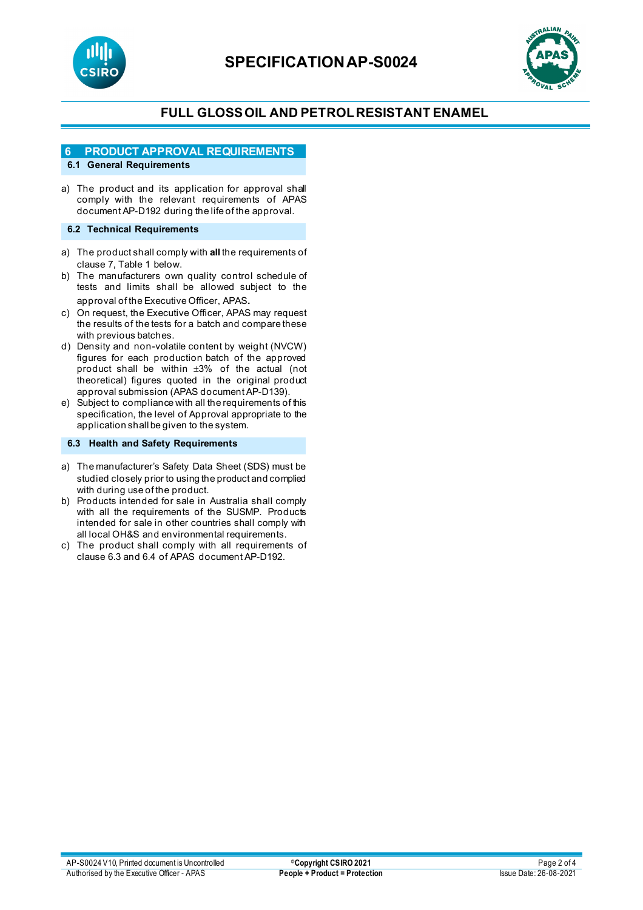## 6 PRODUCT APPROVAL REQUIREMENTS

### 6.1 General Requirements

a) The product and its application for approval shall comply with the relevant requirements of APAS document AP-D192 during the life of the approval.

### 6.2 Technical Requirements

a) The product shall comply with **all** the requirements of clause 7, Table 1 below.
b) The manufacturers own quality control schedule of tests and limits shall be allowed subject to the approval of the Executive Officer, APAS.
c) On request, the Executive Officer, APAS may request the results of the tests for a batch and compare these with previous batches.
d) Density and non-volatile content by weight (NVCW) figures for each production batch of the approved product shall be within ±3% of the actual (not theoretical) figures quoted in the original product approval submission (APAS document AP-D139).
e) Subject to compliance with all the requirements of this specification, the level of Approval appropriate to the application shall be given to the system.

### 6.3 Health and Safety Requirements

a) The manufacturer's Safety Data Sheet (SDS) must be studied closely prior to using the product and complied with during use of the product.
b) Products intended for sale in Australia shall comply with all the requirements of the SUSMP. Products intended for sale in other countries shall comply with all local OH&S and environmental requirements.
c) The product shall comply with all requirements of clause 6.3 and 6.4 of APAS document AP-D192.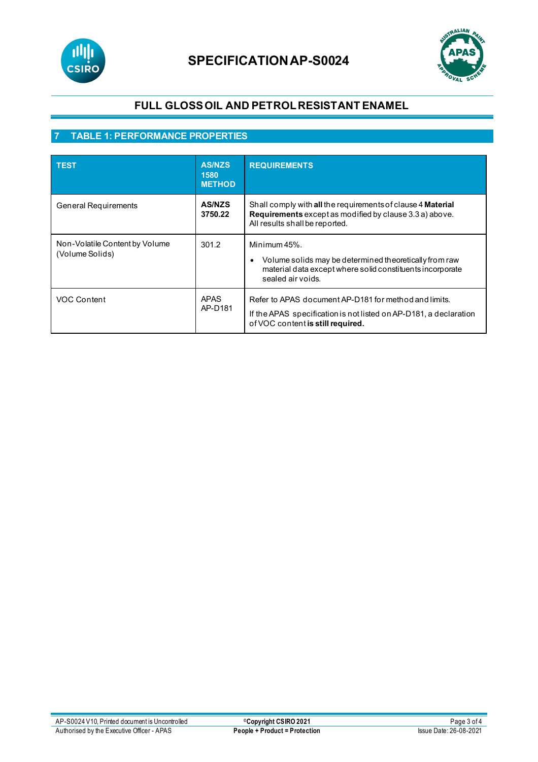## 7 TABLE 1: PERFORMANCE PROPERTIES

| TEST | AS/NZS 1580 METHOD | REQUIREMENTS |
|---|---|---|
| General Requirements | **AS/NZS 3750.22** | Shall comply with **all** the requirements of clause 4 **Material Requirements** except as modified by clause 3.3 a) above. All results shall be reported. |
| Non-Volatile Content by Volume (Volume Solids) | 301.2 | Minimum 45%. <br>• Volume solids may be determined theoretically from raw material data except where solid constituents incorporate sealed air voids. |
| VOC Content | APAS AP-D181 | Refer to APAS document AP-D181 for method and limits. <br>If the APAS specification is not listed on AP-D181, a declaration of VOC content **is still required.** |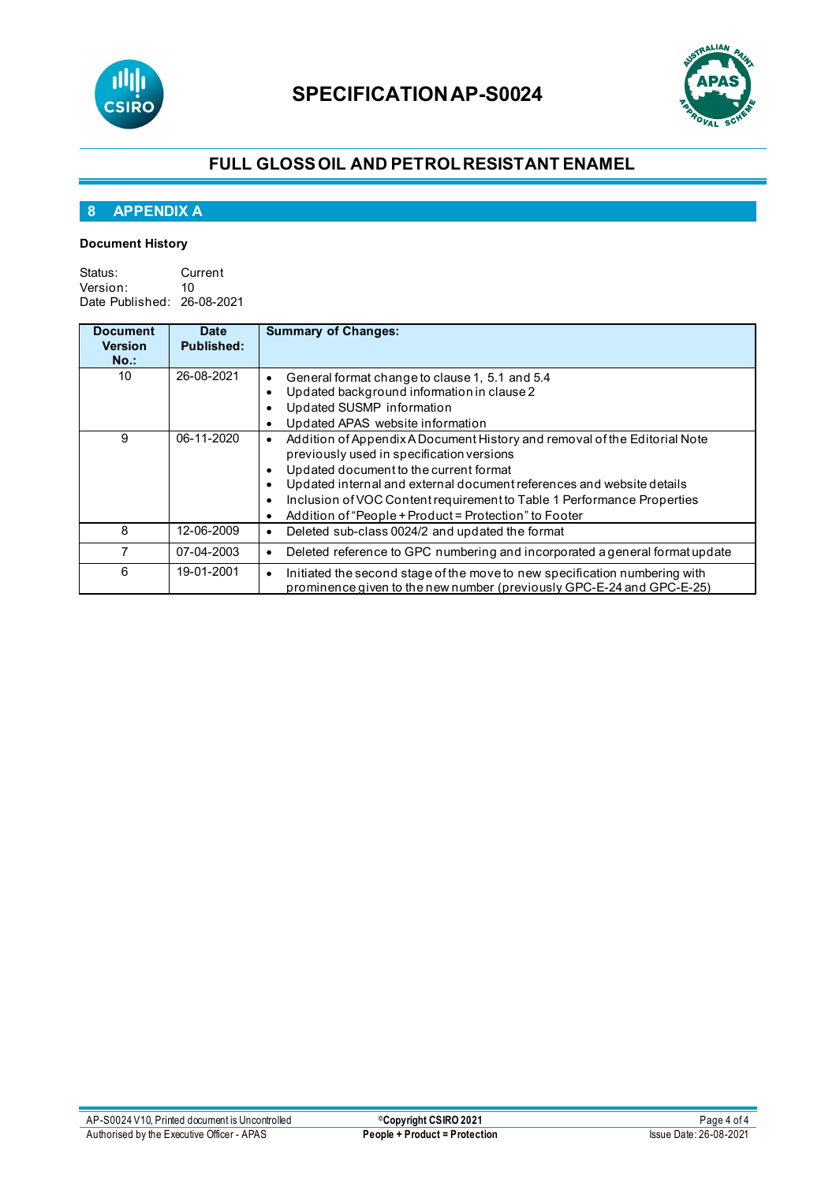## 8 APPENDIX A

**Document History**

Status: Current
Version: 10
Date Published: 26-08-2021

| Document Version No.: | Date Published: | Summary of Changes: |
|---|---|---|
| 10 | 26-08-2021 | • General format change to clause 1, 5.1 and 5.4<br>• Updated background information in clause 2<br>• Updated SUSMP information<br>• Updated APAS website information |
| 9 | 06-11-2020 | • Addition of Appendix A Document History and removal of the Editorial Note previously used in specification versions<br>• Updated document to the current format<br>• Updated internal and external document references and website details<br>• Inclusion of VOC Content requirement to Table 1 Performance Properties<br>• Addition of "People + Product = Protection" to Footer |
| 8 | 12-06-2009 | • Deleted sub-class 0024/2 and updated the format |
| 7 | 07-04-2003 | • Deleted reference to GPC numbering and incorporated a general format update |
| 6 | 19-01-2001 | • Initiated the second stage of the move to new specification numbering with prominence given to the new number (previously GPC-E-24 and GPC-E-25) |